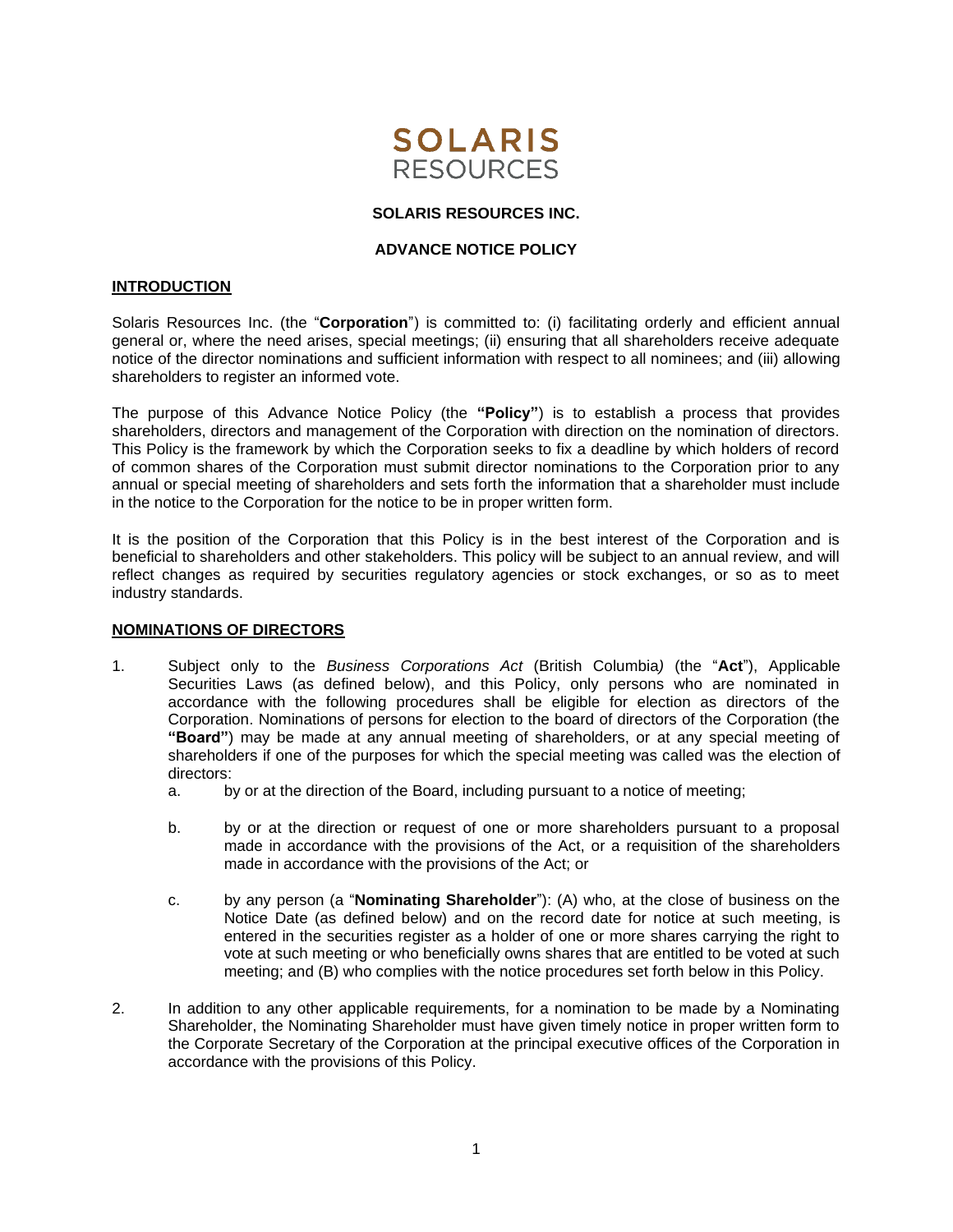SOLARIS
RESOURCES

**SOLARIS RESOURCES INC.**

**ADVANCE NOTICE POLICY**

## INTRODUCTION

Solaris Resources Inc. (the "**Corporation**") is committed to: (i) facilitating orderly and efficient annual general or, where the need arises, special meetings; (ii) ensuring that all shareholders receive adequate notice of the director nominations and sufficient information with respect to all nominees; and (iii) allowing shareholders to register an informed vote.

The purpose of this Advance Notice Policy (the **"Policy"**) is to establish a process that provides shareholders, directors and management of the Corporation with direction on the nomination of directors. This Policy is the framework by which the Corporation seeks to fix a deadline by which holders of record of common shares of the Corporation must submit director nominations to the Corporation prior to any annual or special meeting of shareholders and sets forth the information that a shareholder must include in the notice to the Corporation for the notice to be in proper written form.

It is the position of the Corporation that this Policy is in the best interest of the Corporation and is beneficial to shareholders and other stakeholders. This policy will be subject to an annual review, and will reflect changes as required by securities regulatory agencies or stock exchanges, or so as to meet industry standards.

## NOMINATIONS OF DIRECTORS

1. Subject only to the *Business Corporations Act* (British Columbia*)* (the "**Act**"), Applicable Securities Laws (as defined below), and this Policy, only persons who are nominated in accordance with the following procedures shall be eligible for election as directors of the Corporation. Nominations of persons for election to the board of directors of the Corporation (the **"Board"**) may be made at any annual meeting of shareholders, or at any special meeting of shareholders if one of the purposes for which the special meeting was called was the election of directors:
   a. by or at the direction of the Board, including pursuant to a notice of meeting;
   
   b. by or at the direction or request of one or more shareholders pursuant to a proposal made in accordance with the provisions of the Act, or a requisition of the shareholders made in accordance with the provisions of the Act; or
   
   c. by any person (a "**Nominating Shareholder**"): (A) who, at the close of business on the Notice Date (as defined below) and on the record date for notice at such meeting, is entered in the securities register as a holder of one or more shares carrying the right to vote at such meeting or who beneficially owns shares that are entitled to be voted at such meeting; and (B) who complies with the notice procedures set forth below in this Policy.

2. In addition to any other applicable requirements, for a nomination to be made by a Nominating Shareholder, the Nominating Shareholder must have given timely notice in proper written form to the Corporate Secretary of the Corporation at the principal executive offices of the Corporation in accordance with the provisions of this Policy.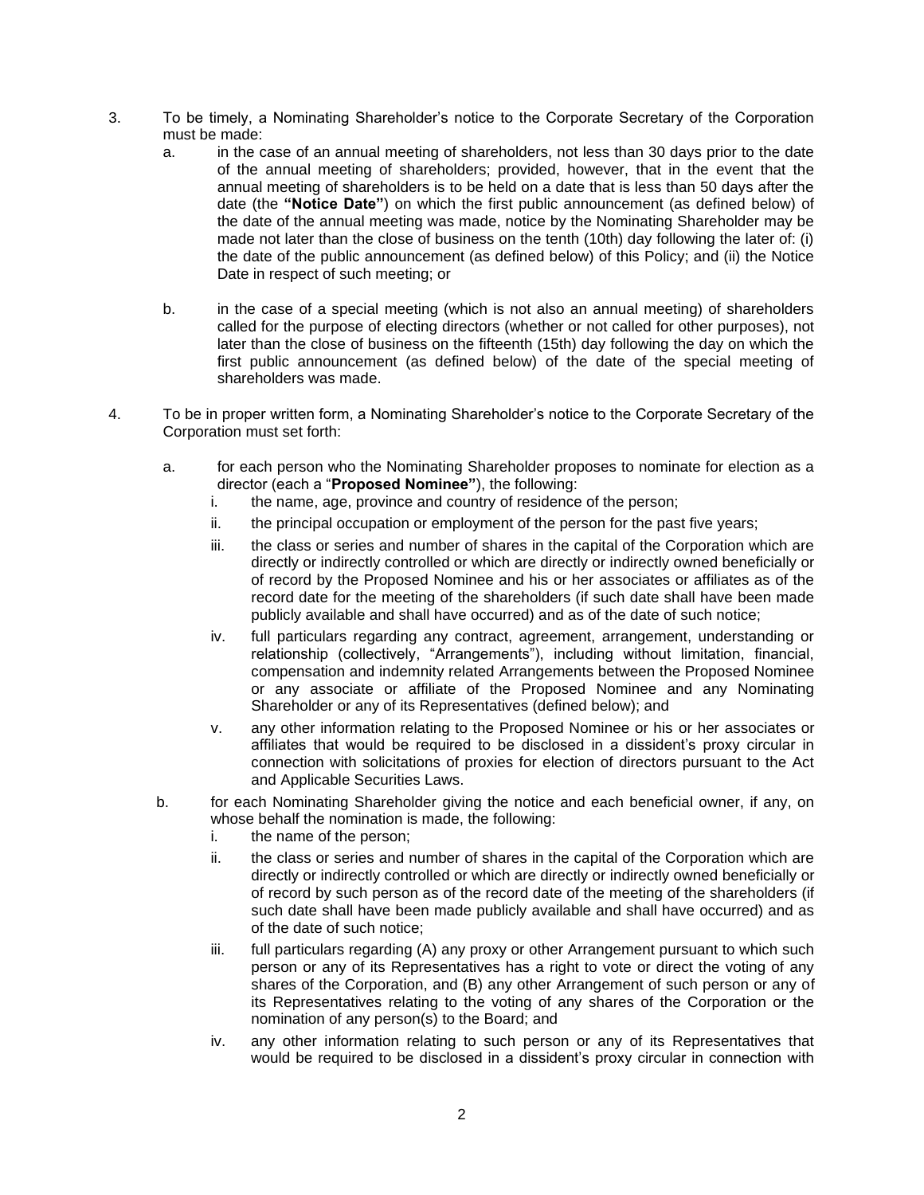3. To be timely, a Nominating Shareholder's notice to the Corporate Secretary of the Corporation must be made:

   a. in the case of an annual meeting of shareholders, not less than 30 days prior to the date of the annual meeting of shareholders; provided, however, that in the event that the annual meeting of shareholders is to be held on a date that is less than 50 days after the date (the **"Notice Date"**) on which the first public announcement (as defined below) of the date of the annual meeting was made, notice by the Nominating Shareholder may be made not later than the close of business on the tenth (10th) day following the later of: (i) the date of the public announcement (as defined below) of this Policy; and (ii) the Notice Date in respect of such meeting; or

   b. in the case of a special meeting (which is not also an annual meeting) of shareholders called for the purpose of electing directors (whether or not called for other purposes), not later than the close of business on the fifteenth (15th) day following the day on which the first public announcement (as defined below) of the date of the special meeting of shareholders was made.

4. To be in proper written form, a Nominating Shareholder's notice to the Corporate Secretary of the Corporation must set forth:

   a. for each person who the Nominating Shareholder proposes to nominate for election as a director (each a "**Proposed Nominee"**), the following:
      i. the name, age, province and country of residence of the person;
      ii. the principal occupation or employment of the person for the past five years;
      iii. the class or series and number of shares in the capital of the Corporation which are directly or indirectly controlled or which are directly or indirectly owned beneficially or of record by the Proposed Nominee and his or her associates or affiliates as of the record date for the meeting of the shareholders (if such date shall have been made publicly available and shall have occurred) and as of the date of such notice;
      iv. full particulars regarding any contract, agreement, arrangement, understanding or relationship (collectively, "Arrangements"), including without limitation, financial, compensation and indemnity related Arrangements between the Proposed Nominee or any associate or affiliate of the Proposed Nominee and any Nominating Shareholder or any of its Representatives (defined below); and
      v. any other information relating to the Proposed Nominee or his or her associates or affiliates that would be required to be disclosed in a dissident's proxy circular in connection with solicitations of proxies for election of directors pursuant to the Act and Applicable Securities Laws.

   b. for each Nominating Shareholder giving the notice and each beneficial owner, if any, on whose behalf the nomination is made, the following:
      i. the name of the person;
      ii. the class or series and number of shares in the capital of the Corporation which are directly or indirectly controlled or which are directly or indirectly owned beneficially or of record by such person as of the record date of the meeting of the shareholders (if such date shall have been made publicly available and shall have occurred) and as of the date of such notice;
      iii. full particulars regarding (A) any proxy or other Arrangement pursuant to which such person or any of its Representatives has a right to vote or direct the voting of any shares of the Corporation, and (B) any other Arrangement of such person or any of its Representatives relating to the voting of any shares of the Corporation or the nomination of any person(s) to the Board; and
      iv. any other information relating to such person or any of its Representatives that would be required to be disclosed in a dissident's proxy circular in connection with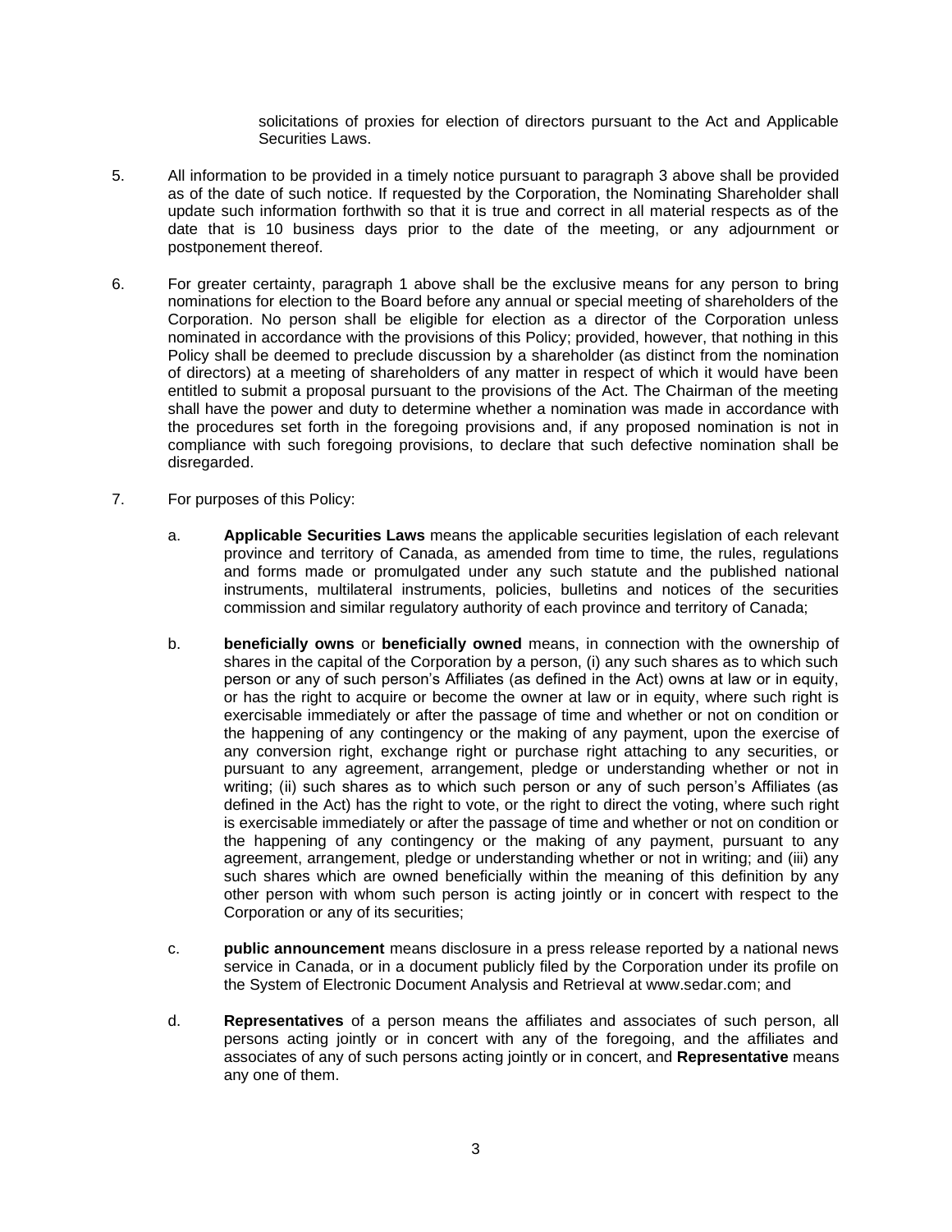solicitations of proxies for election of directors pursuant to the Act and Applicable Securities Laws.

5. All information to be provided in a timely notice pursuant to paragraph 3 above shall be provided as of the date of such notice. If requested by the Corporation, the Nominating Shareholder shall update such information forthwith so that it is true and correct in all material respects as of the date that is 10 business days prior to the date of the meeting, or any adjournment or postponement thereof.

6. For greater certainty, paragraph 1 above shall be the exclusive means for any person to bring nominations for election to the Board before any annual or special meeting of shareholders of the Corporation. No person shall be eligible for election as a director of the Corporation unless nominated in accordance with the provisions of this Policy; provided, however, that nothing in this Policy shall be deemed to preclude discussion by a shareholder (as distinct from the nomination of directors) at a meeting of shareholders of any matter in respect of which it would have been entitled to submit a proposal pursuant to the provisions of the Act. The Chairman of the meeting shall have the power and duty to determine whether a nomination was made in accordance with the procedures set forth in the foregoing provisions and, if any proposed nomination is not in compliance with such foregoing provisions, to declare that such defective nomination shall be disregarded.

7. For purposes of this Policy:

   a. **Applicable Securities Laws** means the applicable securities legislation of each relevant province and territory of Canada, as amended from time to time, the rules, regulations and forms made or promulgated under any such statute and the published national instruments, multilateral instruments, policies, bulletins and notices of the securities commission and similar regulatory authority of each province and territory of Canada;

   b. **beneficially owns** or **beneficially owned** means, in connection with the ownership of shares in the capital of the Corporation by a person, (i) any such shares as to which such person or any of such person's Affiliates (as defined in the Act) owns at law or in equity, or has the right to acquire or become the owner at law or in equity, where such right is exercisable immediately or after the passage of time and whether or not on condition or the happening of any contingency or the making of any payment, upon the exercise of any conversion right, exchange right or purchase right attaching to any securities, or pursuant to any agreement, arrangement, pledge or understanding whether or not in writing; (ii) such shares as to which such person or any of such person's Affiliates (as defined in the Act) has the right to vote, or the right to direct the voting, where such right is exercisable immediately or after the passage of time and whether or not on condition or the happening of any contingency or the making of any payment, pursuant to any agreement, arrangement, pledge or understanding whether or not in writing; and (iii) any such shares which are owned beneficially within the meaning of this definition by any other person with whom such person is acting jointly or in concert with respect to the Corporation or any of its securities;

   c. **public announcement** means disclosure in a press release reported by a national news service in Canada, or in a document publicly filed by the Corporation under its profile on the System of Electronic Document Analysis and Retrieval at www.sedar.com; and

   d. **Representatives** of a person means the affiliates and associates of such person, all persons acting jointly or in concert with any of the foregoing, and the affiliates and associates of any of such persons acting jointly or in concert, and **Representative** means any one of them.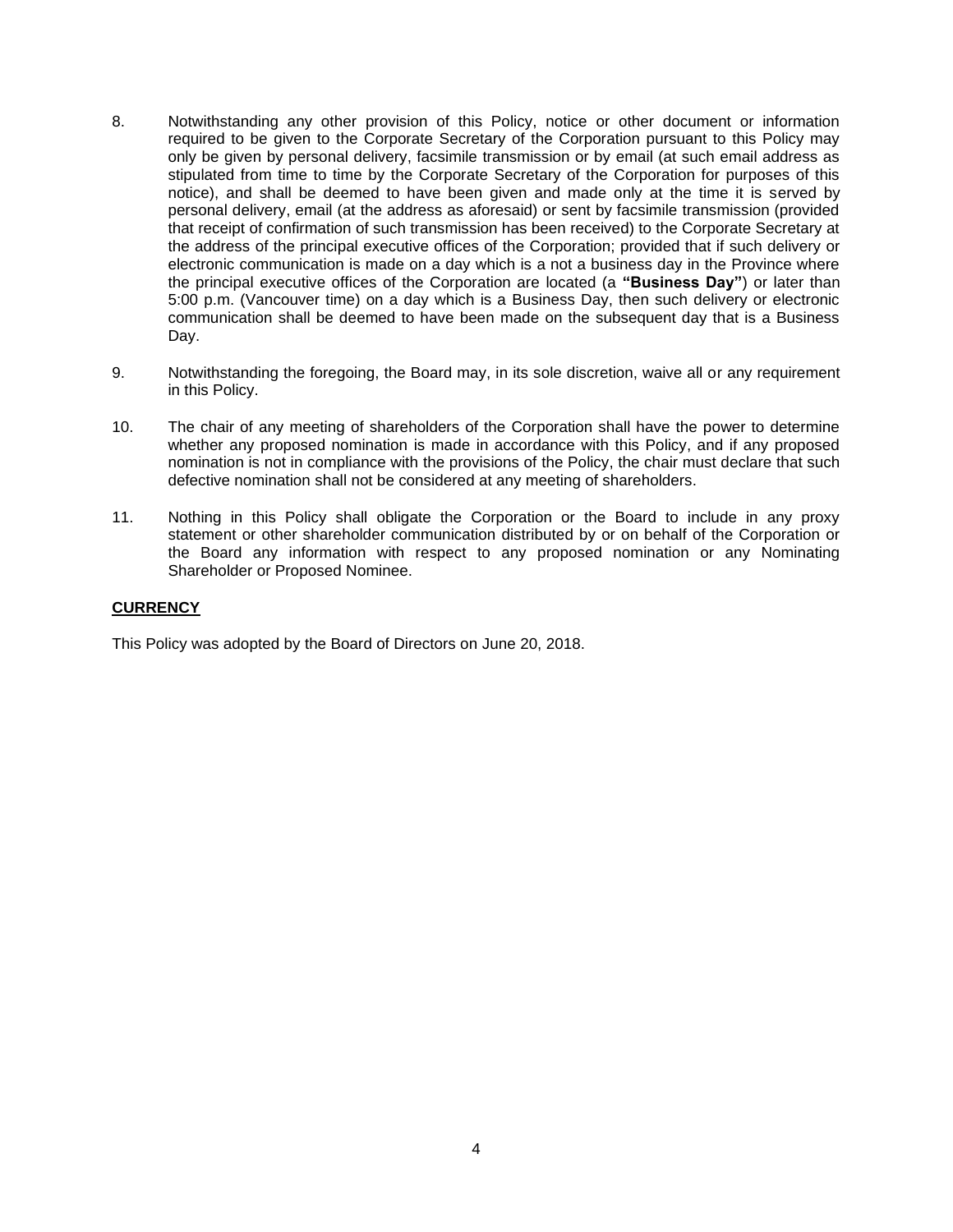8. Notwithstanding any other provision of this Policy, notice or other document or information required to be given to the Corporate Secretary of the Corporation pursuant to this Policy may only be given by personal delivery, facsimile transmission or by email (at such email address as stipulated from time to time by the Corporate Secretary of the Corporation for purposes of this notice), and shall be deemed to have been given and made only at the time it is served by personal delivery, email (at the address as aforesaid) or sent by facsimile transmission (provided that receipt of confirmation of such transmission has been received) to the Corporate Secretary at the address of the principal executive offices of the Corporation; provided that if such delivery or electronic communication is made on a day which is a not a business day in the Province where the principal executive offices of the Corporation are located (a **"Business Day"**) or later than 5:00 p.m. (Vancouver time) on a day which is a Business Day, then such delivery or electronic communication shall be deemed to have been made on the subsequent day that is a Business Day.

9. Notwithstanding the foregoing, the Board may, in its sole discretion, waive all or any requirement in this Policy.

10. The chair of any meeting of shareholders of the Corporation shall have the power to determine whether any proposed nomination is made in accordance with this Policy, and if any proposed nomination is not in compliance with the provisions of the Policy, the chair must declare that such defective nomination shall not be considered at any meeting of shareholders.

11. Nothing in this Policy shall obligate the Corporation or the Board to include in any proxy statement or other shareholder communication distributed by or on behalf of the Corporation or the Board any information with respect to any proposed nomination or any Nominating Shareholder or Proposed Nominee.

## CURRENCY

This Policy was adopted by the Board of Directors on June 20, 2018.